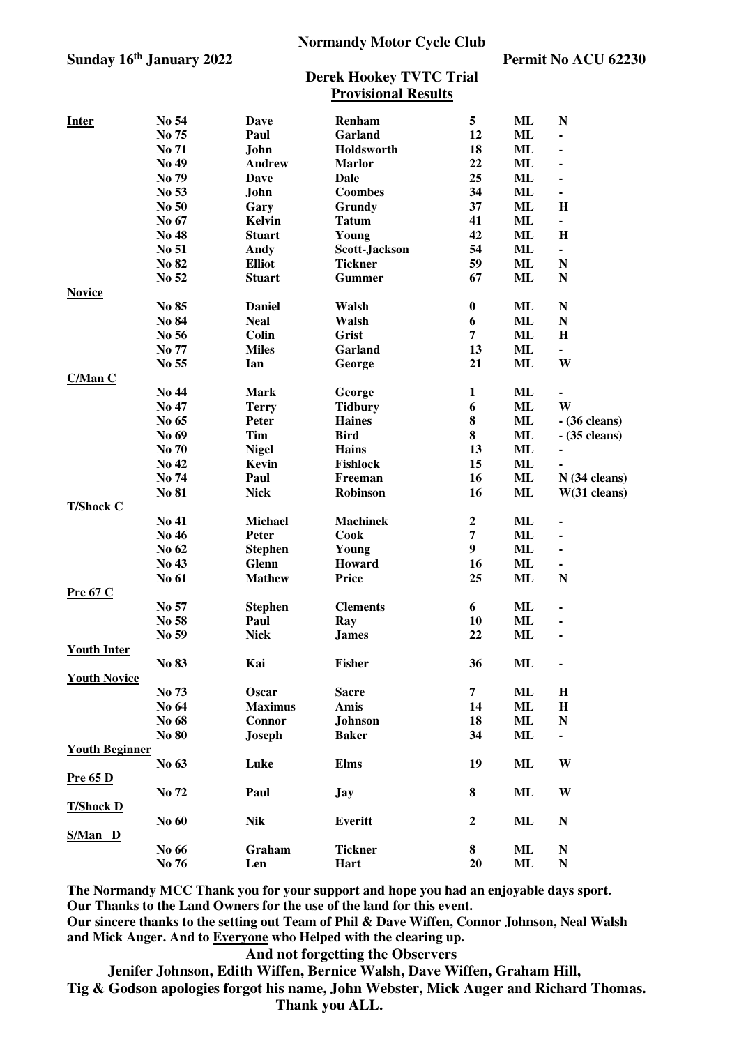**Normandy Motor Cycle Club**

**Sunday 16th January 2022** **Permit No ACU 62230**

## Derek Hookey TVTC Trial

## Provisional Results

| Class | No | First Name | Surname | Score | | |
|---|---|---|---|---|---|---|
| **Inter** | No 54 | Dave | Renham | 5 | ML | N |
| | No 75 | Paul | Garland | 12 | ML | - |
| | No 71 | John | Holdsworth | 18 | ML | - |
| | No 49 | Andrew | Marlor | 22 | ML | - |
| | No 79 | Dave | Dale | 25 | ML | - |
| | No 53 | John | Coombes | 34 | ML | - |
| | No 50 | Gary | Grundy | 37 | ML | H |
| | No 67 | Kelvin | Tatum | 41 | ML | - |
| | No 48 | Stuart | Young | 42 | ML | H |
| | No 51 | Andy | Scott-Jackson | 54 | ML | - |
| | No 82 | Elliot | Tickner | 59 | ML | N |
| | No 52 | Stuart | Gummer | 67 | ML | N |
| **Novice** | | | | | | |
| | No 85 | Daniel | Walsh | 0 | ML | N |
| | No 84 | Neal | Walsh | 6 | ML | N |
| | No 56 | Colin | Grist | 7 | ML | H |
| | No 77 | Miles | Garland | 13 | ML | - |
| | No 55 | Ian | George | 21 | ML | W |
| **C/Man C** | | | | | | |
| | No 44 | Mark | George | 1 | ML | - |
| | No 47 | Terry | Tidbury | 6 | ML | W |
| | No 65 | Peter | Haines | 8 | ML | - (36 cleans) |
| | No 69 | Tim | Bird | 8 | ML | - (35 cleans) |
| | No 70 | Nigel | Hains | 13 | ML | - |
| | No 42 | Kevin | Fishlock | 15 | ML | - |
| | No 74 | Paul | Freeman | 16 | ML | N (34 cleans) |
| | No 81 | Nick | Robinson | 16 | ML | W(31 cleans) |
| **T/Shock C** | | | | | | |
| | No 41 | Michael | Machinek | 2 | ML | - |
| | No 46 | Peter | Cook | 7 | ML | - |
| | No 62 | Stephen | Young | 9 | ML | - |
| | No 43 | Glenn | Howard | 16 | ML | - |
| | No 61 | Mathew | Price | 25 | ML | N |
| **Pre 67 C** | | | | | | |
| | No 57 | Stephen | Clements | 6 | ML | - |
| | No 58 | Paul | Ray | 10 | ML | - |
| | No 59 | Nick | James | 22 | ML | - |
| **Youth Inter** | | | | | | |
| | No 83 | Kai | Fisher | 36 | ML | - |
| **Youth Novice** | | | | | | |
| | No 73 | Oscar | Sacre | 7 | ML | H |
| | No 64 | Maximus | Amis | 14 | ML | H |
| | No 68 | Connor | Johnson | 18 | ML | N |
| | No 80 | Joseph | Baker | 34 | ML | - |
| **Youth Beginner** | | | | | | |
| | No 63 | Luke | Elms | 19 | ML | W |
| **Pre 65 D** | | | | | | |
| | No 72 | Paul | Jay | 8 | ML | W |
| **T/Shock D** | | | | | | |
| | No 60 | Nik | Everitt | 2 | ML | N |
| **S/Man D** | | | | | | |
| | No 66 | Graham | Tickner | 8 | ML | N |
| | No 76 | Len | Hart | 20 | ML | N |

**The Normandy MCC Thank you for your support and hope you had an enjoyable days sport.**
**Our Thanks to the Land Owners for the use of the land for this event.**
**Our sincere thanks to the setting out Team of Phil & Dave Wiffen, Connor Johnson, Neal Walsh and Mick Auger. And to Everyone who Helped with the clearing up.**

**And not forgetting the Observers**

**Jenifer Johnson, Edith Wiffen, Bernice Walsh, Dave Wiffen, Graham Hill, Tig & Godson apologies forgot his name, John Webster, Mick Auger and Richard Thomas.**

**Thank you ALL.**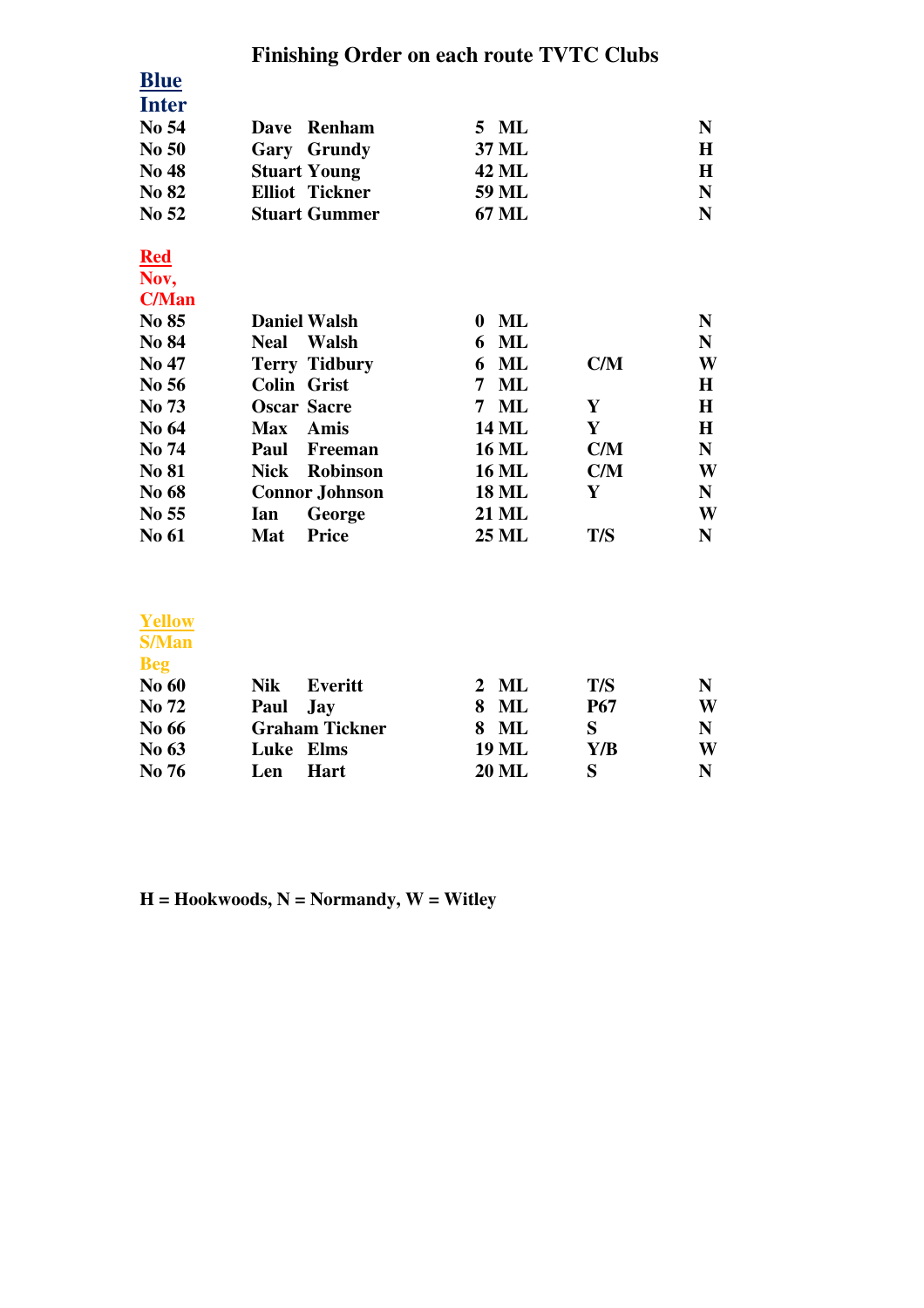# Finishing Order on each route TVTC Clubs

## Blue

**Inter**

| | | | | |
|---|---|---|---|---|
| No 54 | Dave Renham | 5 ML | | N |
| No 50 | Gary Grundy | 37 ML | | H |
| No 48 | Stuart Young | 42 ML | | H |
| No 82 | Elliot Tickner | 59 ML | | N |
| No 52 | Stuart Gummer | 67 ML | | N |

## Red

**Nov, C/Man**

| | | | | |
|---|---|---|---|---|
| No 85 | Daniel Walsh | 0 ML | | N |
| No 84 | Neal Walsh | 6 ML | | N |
| No 47 | Terry Tidbury | 6 ML | C/M | W |
| No 56 | Colin Grist | 7 ML | | H |
| No 73 | Oscar Sacre | 7 ML | Y | H |
| No 64 | Max Amis | 14 ML | Y | H |
| No 74 | Paul Freeman | 16 ML | C/M | N |
| No 81 | Nick Robinson | 16 ML | C/M | W |
| No 68 | Connor Johnson | 18 ML | Y | N |
| No 55 | Ian George | 21 ML | | W |
| No 61 | Mat Price | 25 ML | T/S | N |

## Yellow

**S/Man Beg**

| | | | | |
|---|---|---|---|---|
| No 60 | Nik Everitt | 2 ML | T/S | N |
| No 72 | Paul Jay | 8 ML | P67 | W |
| No 66 | Graham Tickner | 8 ML | S | N |
| No 63 | Luke Elms | 19 ML | Y/B | W |
| No 76 | Len Hart | 20 ML | S | N |

**H = Hookwoods, N = Normandy, W = Witley**